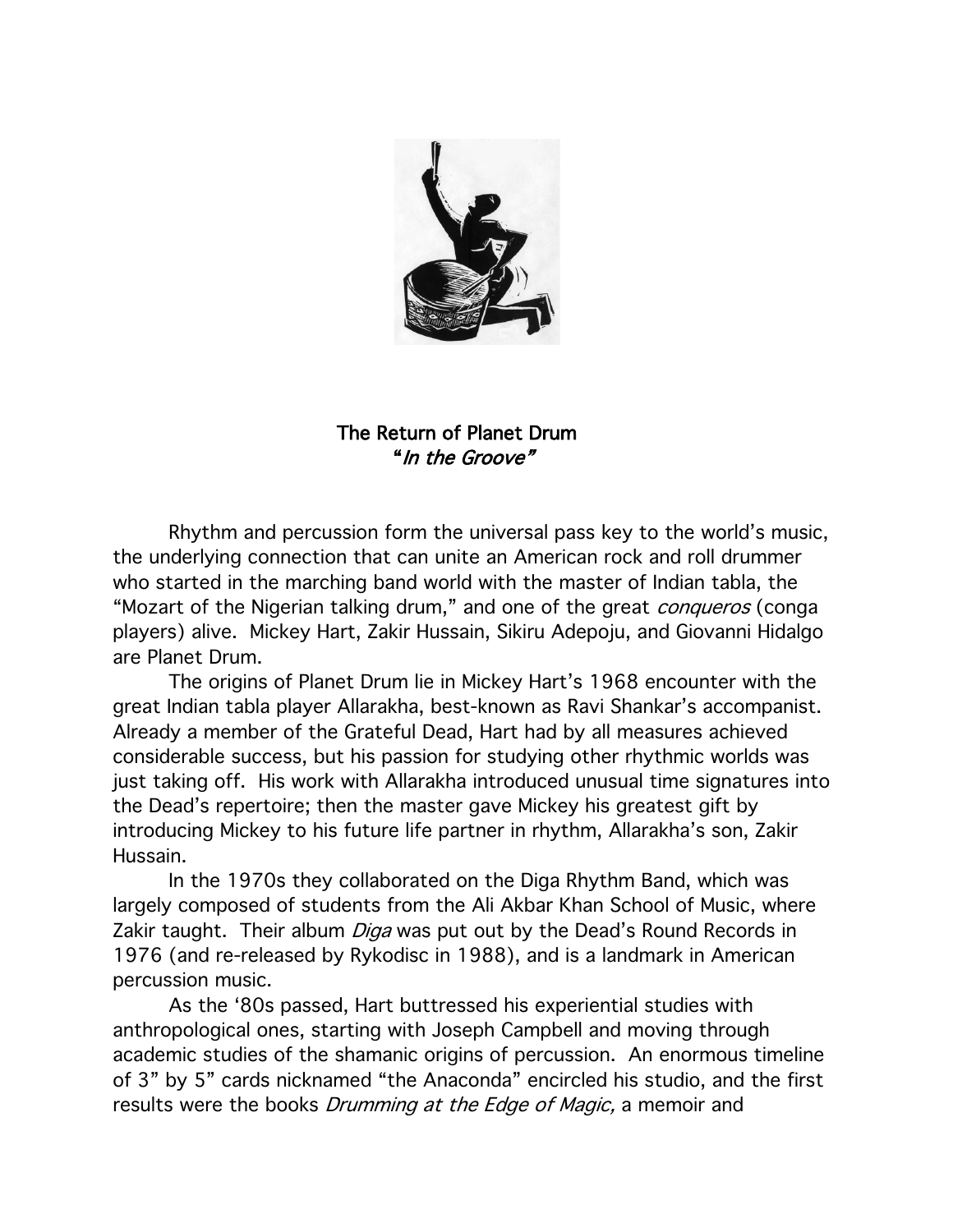# The Return of Planet Drum

## "*In the Groove*"

Rhythm and percussion form the universal pass key to the world's music, the underlying connection that can unite an American rock and roll drummer who started in the marching band world with the master of Indian tabla, the "Mozart of the Nigerian talking drum," and one of the great *conqueros* (conga players) alive. Mickey Hart, Zakir Hussain, Sikiru Adepoju, and Giovanni Hidalgo are Planet Drum.

The origins of Planet Drum lie in Mickey Hart's 1968 encounter with the great Indian tabla player Allarakha, best-known as Ravi Shankar's accompanist. Already a member of the Grateful Dead, Hart had by all measures achieved considerable success, but his passion for studying other rhythmic worlds was just taking off. His work with Allarakha introduced unusual time signatures into the Dead's repertoire; then the master gave Mickey his greatest gift by introducing Mickey to his future life partner in rhythm, Allarakha's son, Zakir Hussain.

In the 1970s they collaborated on the Diga Rhythm Band, which was largely composed of students from the Ali Akbar Khan School of Music, where Zakir taught. Their album *Diga* was put out by the Dead's Round Records in 1976 (and re-released by Rykodisc in 1988), and is a landmark in American percussion music.

As the '80s passed, Hart buttressed his experiential studies with anthropological ones, starting with Joseph Campbell and moving through academic studies of the shamanic origins of percussion. An enormous timeline of 3" by 5" cards nicknamed "the Anaconda" encircled his studio, and the first results were the books *Drumming at the Edge of Magic,* a memoir and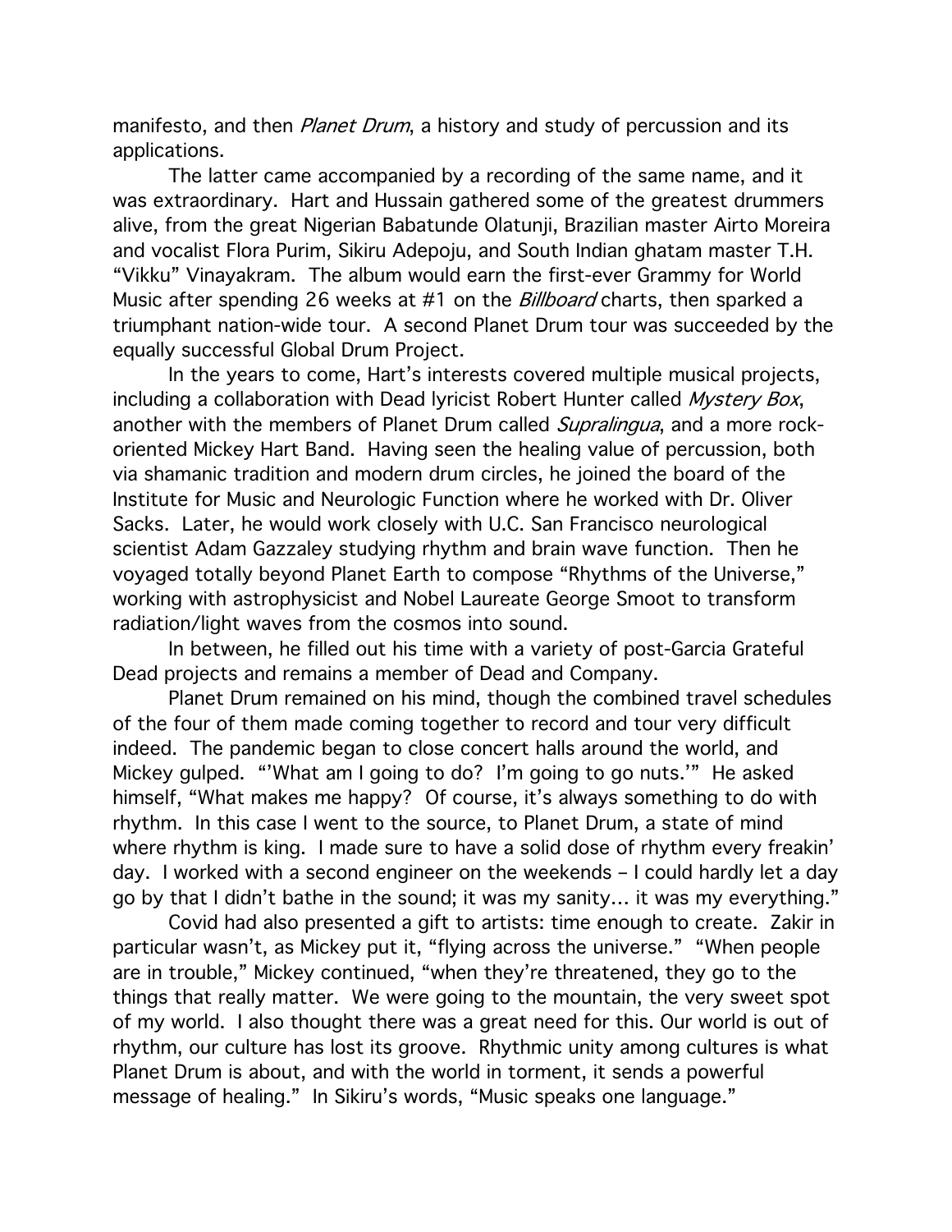manifesto, and then *Planet Drum*, a history and study of percussion and its applications.

The latter came accompanied by a recording of the same name, and it was extraordinary. Hart and Hussain gathered some of the greatest drummers alive, from the great Nigerian Babatunde Olatunji, Brazilian master Airto Moreira and vocalist Flora Purim, Sikiru Adepoju, and South Indian ghatam master T.H. "Vikku" Vinayakram. The album would earn the first-ever Grammy for World Music after spending 26 weeks at #1 on the *Billboard* charts, then sparked a triumphant nation-wide tour. A second Planet Drum tour was succeeded by the equally successful Global Drum Project.

In the years to come, Hart's interests covered multiple musical projects, including a collaboration with Dead lyricist Robert Hunter called *Mystery Box*, another with the members of Planet Drum called *Supralingua*, and a more rock-oriented Mickey Hart Band. Having seen the healing value of percussion, both via shamanic tradition and modern drum circles, he joined the board of the Institute for Music and Neurologic Function where he worked with Dr. Oliver Sacks. Later, he would work closely with U.C. San Francisco neurological scientist Adam Gazzaley studying rhythm and brain wave function. Then he voyaged totally beyond Planet Earth to compose "Rhythms of the Universe," working with astrophysicist and Nobel Laureate George Smoot to transform radiation/light waves from the cosmos into sound.

In between, he filled out his time with a variety of post-Garcia Grateful Dead projects and remains a member of Dead and Company.

Planet Drum remained on his mind, though the combined travel schedules of the four of them made coming together to record and tour very difficult indeed. The pandemic began to close concert halls around the world, and Mickey gulped. "'What am I going to do? I'm going to go nuts.'" He asked himself, "What makes me happy? Of course, it's always something to do with rhythm. In this case I went to the source, to Planet Drum, a state of mind where rhythm is king. I made sure to have a solid dose of rhythm every freakin' day. I worked with a second engineer on the weekends – I could hardly let a day go by that I didn't bathe in the sound; it was my sanity… it was my everything."

Covid had also presented a gift to artists: time enough to create. Zakir in particular wasn't, as Mickey put it, "flying across the universe." "When people are in trouble," Mickey continued, "when they're threatened, they go to the things that really matter. We were going to the mountain, the very sweet spot of my world. I also thought there was a great need for this. Our world is out of rhythm, our culture has lost its groove. Rhythmic unity among cultures is what Planet Drum is about, and with the world in torment, it sends a powerful message of healing." In Sikiru's words, "Music speaks one language."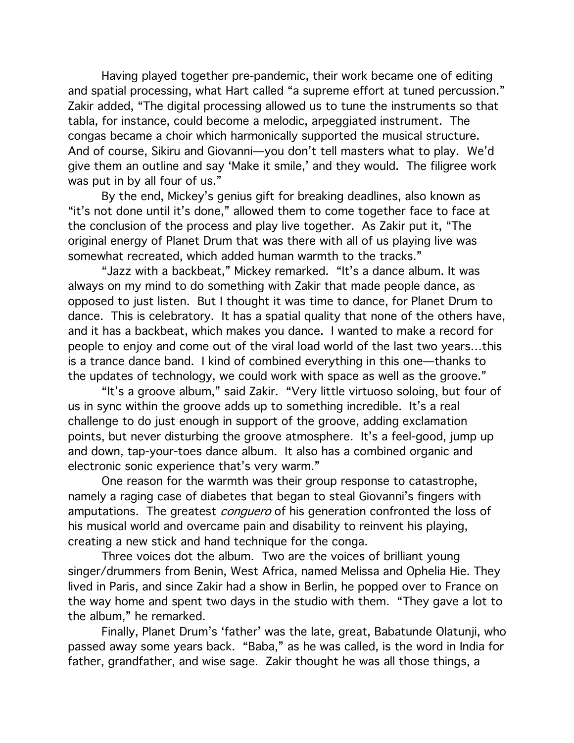Having played together pre-pandemic, their work became one of editing and spatial processing, what Hart called "a supreme effort at tuned percussion." Zakir added, "The digital processing allowed us to tune the instruments so that tabla, for instance, could become a melodic, arpeggiated instrument. The congas became a choir which harmonically supported the musical structure. And of course, Sikiru and Giovanni—you don't tell masters what to play. We'd give them an outline and say 'Make it smile,' and they would. The filigree work was put in by all four of us."

By the end, Mickey's genius gift for breaking deadlines, also known as "it's not done until it's done," allowed them to come together face to face at the conclusion of the process and play live together. As Zakir put it, "The original energy of Planet Drum that was there with all of us playing live was somewhat recreated, which added human warmth to the tracks."

"Jazz with a backbeat," Mickey remarked. "It's a dance album. It was always on my mind to do something with Zakir that made people dance, as opposed to just listen. But I thought it was time to dance, for Planet Drum to dance. This is celebratory. It has a spatial quality that none of the others have, and it has a backbeat, which makes you dance. I wanted to make a record for people to enjoy and come out of the viral load world of the last two years...this is a trance dance band. I kind of combined everything in this one—thanks to the updates of technology, we could work with space as well as the groove."

"It's a groove album," said Zakir. "Very little virtuoso soloing, but four of us in sync within the groove adds up to something incredible. It's a real challenge to do just enough in support of the groove, adding exclamation points, but never disturbing the groove atmosphere. It's a feel-good, jump up and down, tap-your-toes dance album. It also has a combined organic and electronic sonic experience that's very warm."

One reason for the warmth was their group response to catastrophe, namely a raging case of diabetes that began to steal Giovanni's fingers with amputations. The greatest *conguero* of his generation confronted the loss of his musical world and overcame pain and disability to reinvent his playing, creating a new stick and hand technique for the conga.

Three voices dot the album. Two are the voices of brilliant young singer/drummers from Benin, West Africa, named Melissa and Ophelia Hie. They lived in Paris, and since Zakir had a show in Berlin, he popped over to France on the way home and spent two days in the studio with them. "They gave a lot to the album," he remarked.

Finally, Planet Drum's 'father' was the late, great, Babatunde Olatunji, who passed away some years back. "Baba," as he was called, is the word in India for father, grandfather, and wise sage. Zakir thought he was all those things, a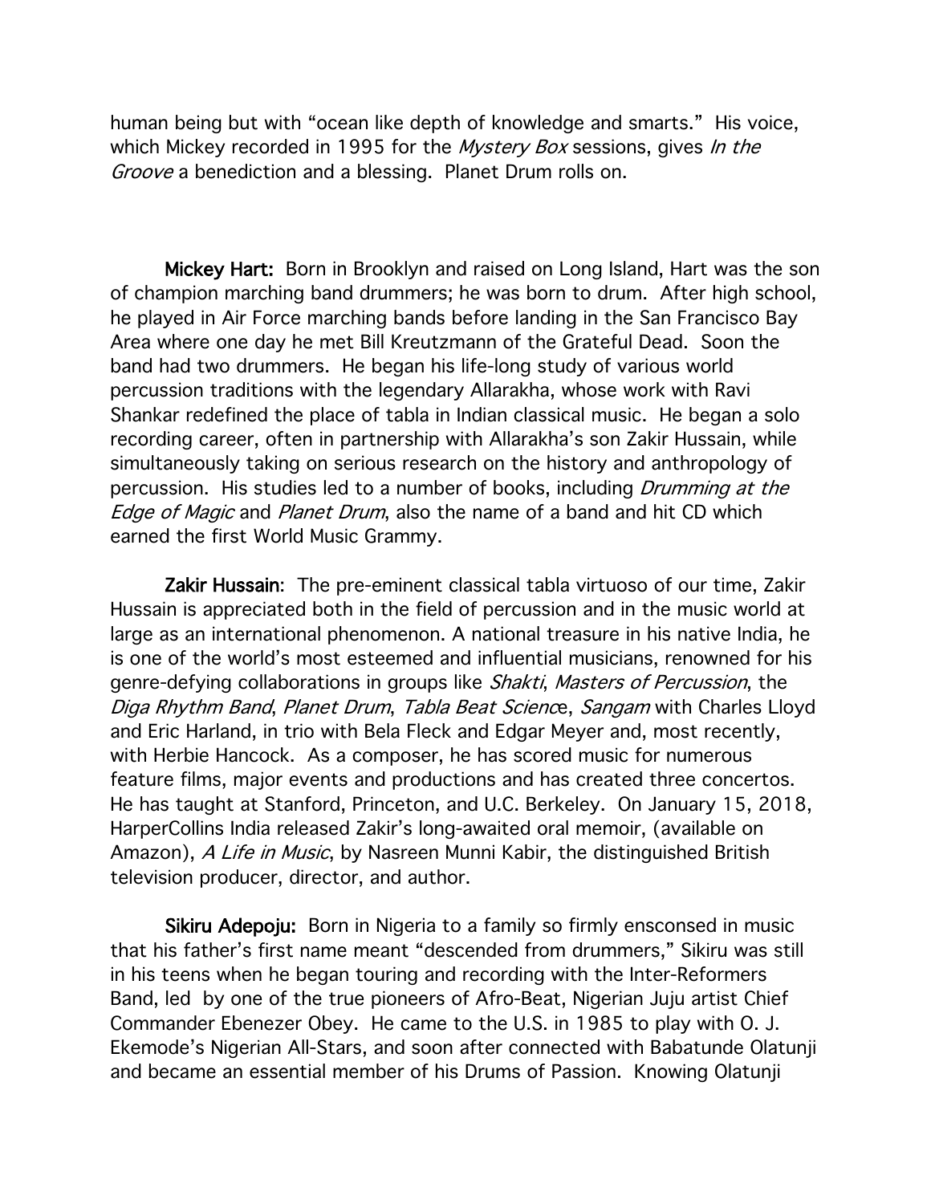human being but with "ocean like depth of knowledge and smarts." His voice, which Mickey recorded in 1995 for the *Mystery Box* sessions, gives *In the Groove* a benediction and a blessing. Planet Drum rolls on.

**Mickey Hart:** Born in Brooklyn and raised on Long Island, Hart was the son of champion marching band drummers; he was born to drum. After high school, he played in Air Force marching bands before landing in the San Francisco Bay Area where one day he met Bill Kreutzmann of the Grateful Dead. Soon the band had two drummers. He began his life-long study of various world percussion traditions with the legendary Allarakha, whose work with Ravi Shankar redefined the place of tabla in Indian classical music. He began a solo recording career, often in partnership with Allarakha's son Zakir Hussain, while simultaneously taking on serious research on the history and anthropology of percussion. His studies led to a number of books, including *Drumming at the Edge of Magic* and *Planet Drum*, also the name of a band and hit CD which earned the first World Music Grammy.

**Zakir Hussain**: The pre-eminent classical tabla virtuoso of our time, Zakir Hussain is appreciated both in the field of percussion and in the music world at large as an international phenomenon. A national treasure in his native India, he is one of the world's most esteemed and influential musicians, renowned for his genre-defying collaborations in groups like *Shakti*, *Masters of Percussion*, the *Diga Rhythm Band*, *Planet Drum*, *Tabla Beat Science*, *Sangam* with Charles Lloyd and Eric Harland, in trio with Bela Fleck and Edgar Meyer and, most recently, with Herbie Hancock. As a composer, he has scored music for numerous feature films, major events and productions and has created three concertos. He has taught at Stanford, Princeton, and U.C. Berkeley. On January 15, 2018, HarperCollins India released Zakir's long-awaited oral memoir, (available on Amazon), *A Life in Music*, by Nasreen Munni Kabir, the distinguished British television producer, director, and author.

**Sikiru Adepoju:** Born in Nigeria to a family so firmly ensconsed in music that his father's first name meant "descended from drummers," Sikiru was still in his teens when he began touring and recording with the Inter-Reformers Band, led by one of the true pioneers of Afro-Beat, Nigerian Juju artist Chief Commander Ebenezer Obey. He came to the U.S. in 1985 to play with O. J. Ekemode's Nigerian All-Stars, and soon after connected with Babatunde Olatunji and became an essential member of his Drums of Passion. Knowing Olatunji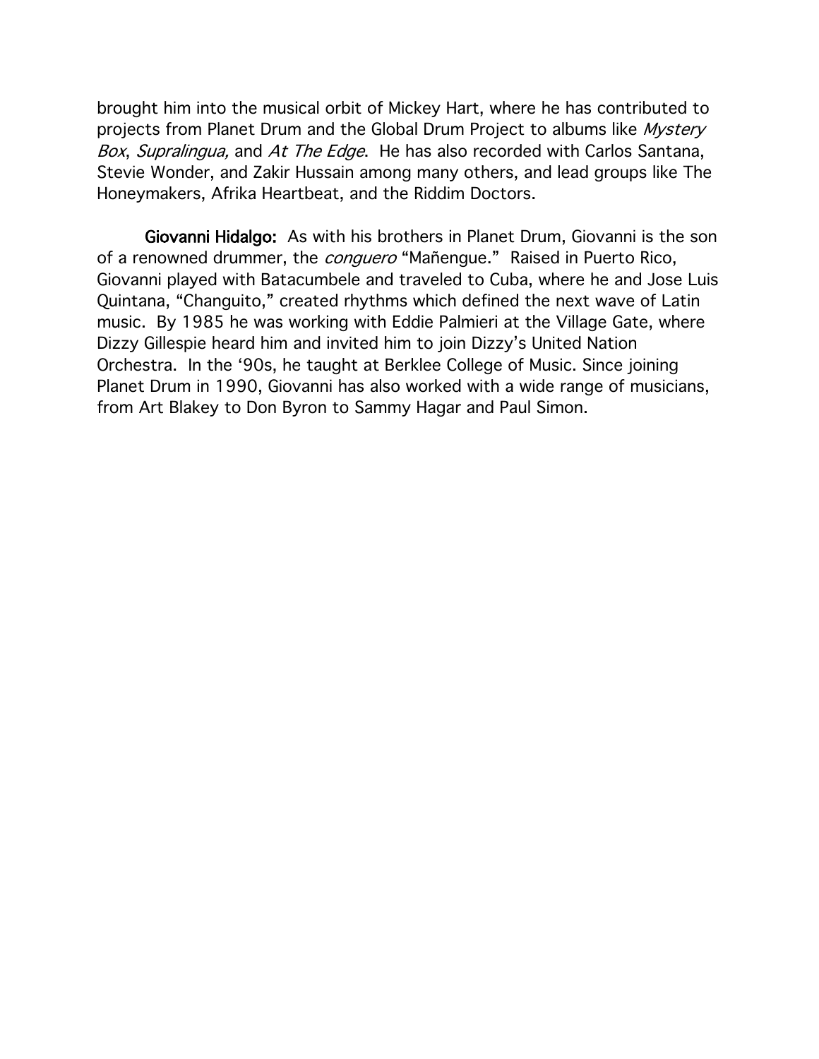brought him into the musical orbit of Mickey Hart, where he has contributed to projects from Planet Drum and the Global Drum Project to albums like *Mystery Box*, *Supralingua,* and *At The Edge*. He has also recorded with Carlos Santana, Stevie Wonder, and Zakir Hussain among many others, and lead groups like The Honeymakers, Afrika Heartbeat, and the Riddim Doctors.

**Giovanni Hidalgo:** As with his brothers in Planet Drum, Giovanni is the son of a renowned drummer, the *conguero* "Mañengue." Raised in Puerto Rico, Giovanni played with Batacumbele and traveled to Cuba, where he and Jose Luis Quintana, "Changuito," created rhythms which defined the next wave of Latin music. By 1985 he was working with Eddie Palmieri at the Village Gate, where Dizzy Gillespie heard him and invited him to join Dizzy's United Nation Orchestra. In the '90s, he taught at Berklee College of Music. Since joining Planet Drum in 1990, Giovanni has also worked with a wide range of musicians, from Art Blakey to Don Byron to Sammy Hagar and Paul Simon.